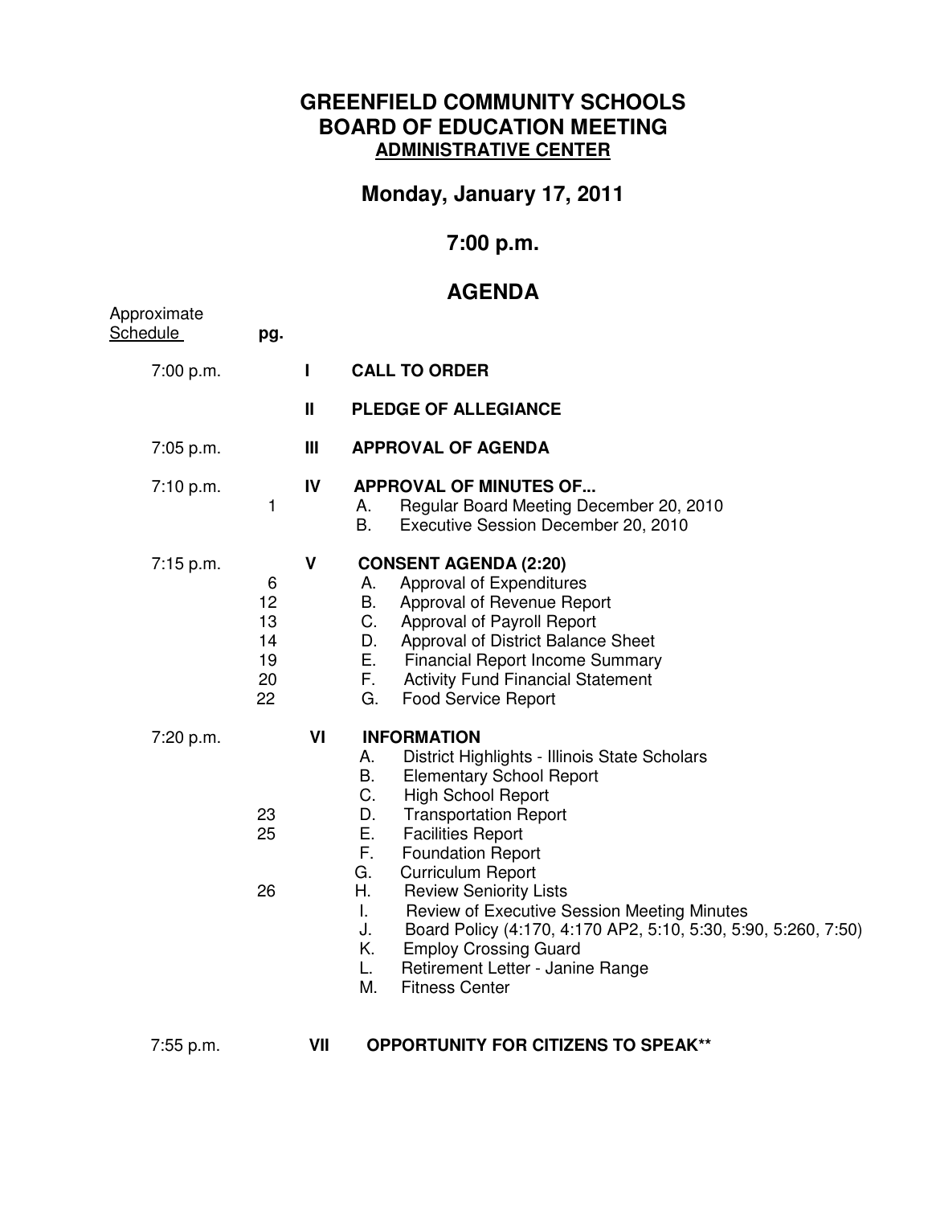# GREENFIELD COMMUNITY SCHOOLS
# BOARD OF EDUCATION MEETING
## ADMINISTRATIVE CENTER

## Monday, January 17, 2011

## 7:00 p.m.

## AGENDA

| Approximate Schedule | pg. | | |
|---|---|---|---|
| 7:00 p.m. | | I | **CALL TO ORDER** |
| | | II | **PLEDGE OF ALLEGIANCE** |
| 7:05 p.m. | | III | **APPROVAL OF AGENDA** |
| 7:10 p.m. | | IV | **APPROVAL OF MINUTES OF...** |
| | 1 | | A. Regular Board Meeting December 20, 2010 |
| | | | B. Executive Session December 20, 2010 |
| 7:15 p.m. | | V | **CONSENT AGENDA (2:20)** |
| | 6 | | A. Approval of Expenditures |
| | 12 | | B. Approval of Revenue Report |
| | 13 | | C. Approval of Payroll Report |
| | 14 | | D. Approval of District Balance Sheet |
| | 19 | | E. Financial Report Income Summary |
| | 20 | | F. Activity Fund Financial Statement |
| | 22 | | G. Food Service Report |
| 7:20 p.m. | | VI | **INFORMATION** |
| | | | A. District Highlights - Illinois State Scholars |
| | | | B. Elementary School Report |
| | | | C. High School Report |
| | 23 | | D. Transportation Report |
| | 25 | | E. Facilities Report |
| | | | F. Foundation Report |
| | | | G. Curriculum Report |
| | 26 | | H. Review Seniority Lists |
| | | | I. Review of Executive Session Meeting Minutes |
| | | | J. Board Policy (4:170, 4:170 AP2, 5:10, 5:30, 5:90, 5:260, 7:50) |
| | | | K. Employ Crossing Guard |
| | | | L. Retirement Letter - Janine Range |
| | | | M. Fitness Center |
| 7:55 p.m. | | VII | **OPPORTUNITY FOR CITIZENS TO SPEAK**** |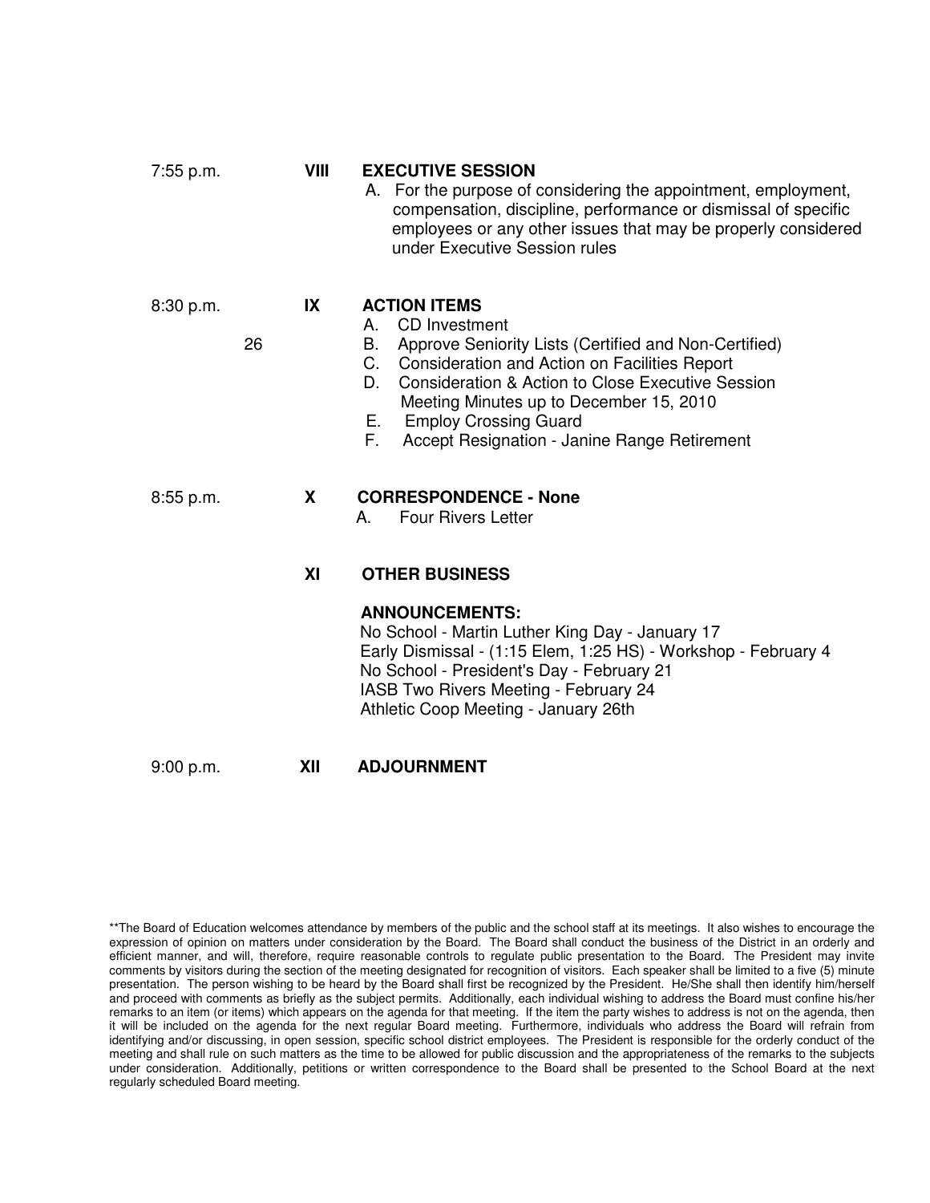7:55 p.m. **VIII** **EXECUTIVE SESSION**

A. For the purpose of considering the appointment, employment, compensation, discipline, performance or dismissal of specific employees or any other issues that may be properly considered under Executive Session rules

8:30 p.m. **IX** **ACTION ITEMS**

A. CD Investment

26 B. Approve Seniority Lists (Certified and Non-Certified)

C. Consideration and Action on Facilities Report

D. Consideration & Action to Close Executive Session Meeting Minutes up to December 15, 2010

E. Employ Crossing Guard

F. Accept Resignation - Janine Range Retirement

8:55 p.m. **X** **CORRESPONDENCE - None**

A. Four Rivers Letter

**XI** **OTHER BUSINESS**

**ANNOUNCEMENTS:**

No School - Martin Luther King Day - January 17
Early Dismissal - (1:15 Elem, 1:25 HS) - Workshop - February 4
No School - President's Day - February 21
IASB Two Rivers Meeting - February 24
Athletic Coop Meeting - January 26th

9:00 p.m. **XII** **ADJOURNMENT**

**The Board of Education welcomes attendance by members of the public and the school staff at its meetings. It also wishes to encourage the expression of opinion on matters under consideration by the Board. The Board shall conduct the business of the District in an orderly and efficient manner, and will, therefore, require reasonable controls to regulate public presentation to the Board. The President may invite comments by visitors during the section of the meeting designated for recognition of visitors. Each speaker shall be limited to a five (5) minute presentation. The person wishing to be heard by the Board shall first be recognized by the President. He/She shall then identify him/herself and proceed with comments as briefly as the subject permits. Additionally, each individual wishing to address the Board must confine his/her remarks to an item (or items) which appears on the agenda for that meeting. If the item the party wishes to address is not on the agenda, then it will be included on the agenda for the next regular Board meeting. Furthermore, individuals who address the Board will refrain from identifying and/or discussing, in open session, specific school district employees. The President is responsible for the orderly conduct of the meeting and shall rule on such matters as the time to be allowed for public discussion and the appropriateness of the remarks to the subjects under consideration. Additionally, petitions or written correspondence to the Board shall be presented to the School Board at the next regularly scheduled Board meeting.